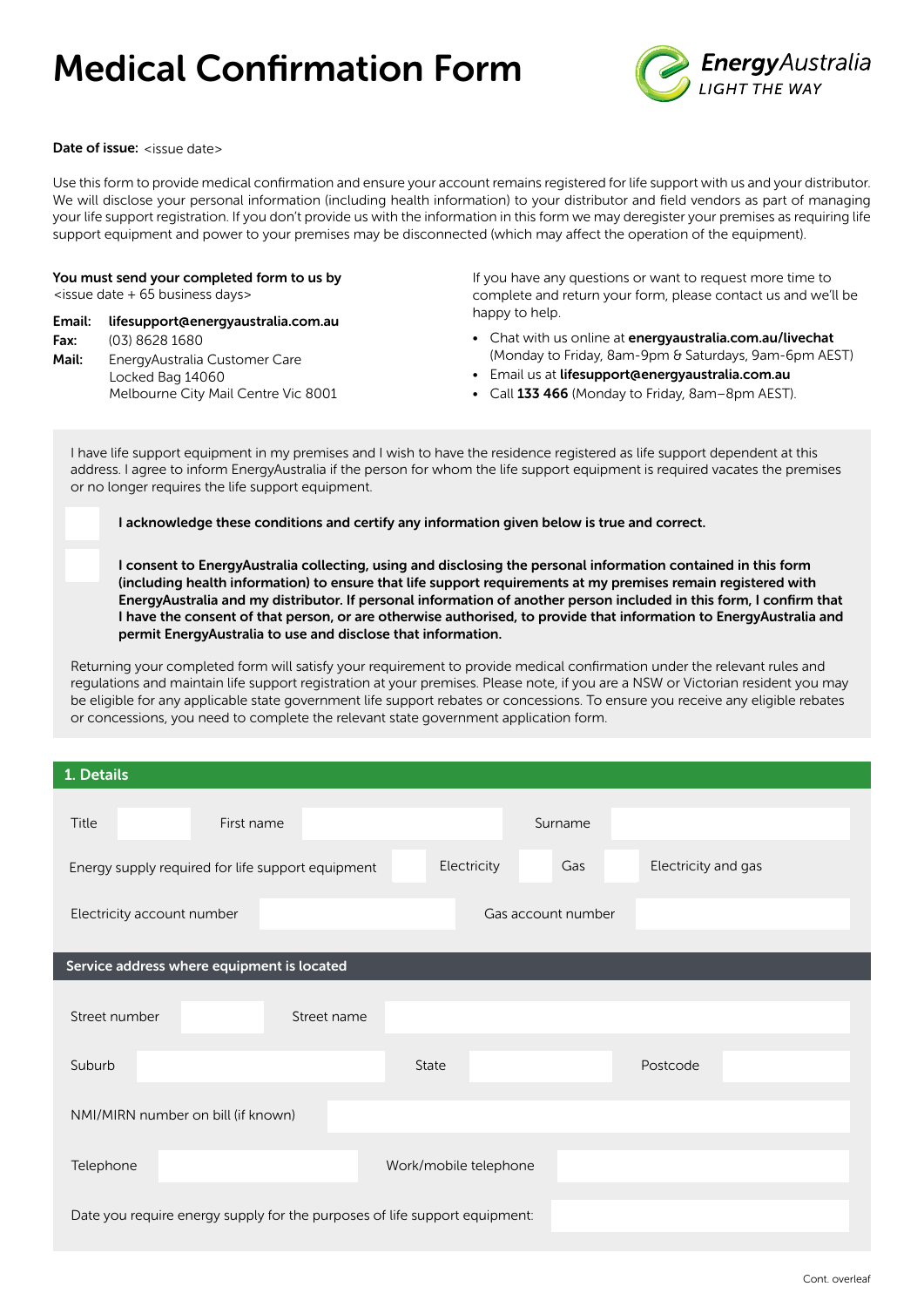# Medical Confirmation Form

EnergyAustralia
LIGHT THE WAY

**Date of issue:** <issue date>

Use this form to provide medical confirmation and ensure your account remains registered for life support with us and your distributor. We will disclose your personal information (including health information) to your distributor and field vendors as part of managing your life support registration. If you don't provide us with the information in this form we may deregister your premises as requiring life support equipment and power to your premises may be disconnected (which may affect the operation of the equipment).

**You must send your completed form to us by**
<issue date + 65 business days>

**Email:** **lifesupport@energyaustralia.com.au**
**Fax:** (03) 8628 1680
**Mail:** EnergyAustralia Customer Care
Locked Bag 14060
Melbourne City Mail Centre Vic 8001

If you have any questions or want to request more time to complete and return your form, please contact us and we'll be happy to help.

- Chat with us online at **energyaustralia.com.au/livechat** (Monday to Friday, 8am-9pm & Saturdays, 9am-6pm AEST)
- Email us at **lifesupport@energyaustralia.com.au**
- Call **133 466** (Monday to Friday, 8am–8pm AEST).

I have life support equipment in my premises and I wish to have the residence registered as life support dependent at this address. I agree to inform EnergyAustralia if the person for whom the life support equipment is required vacates the premises or no longer requires the life support equipment.

☐ **I acknowledge these conditions and certify any information given below is true and correct.**

☐ **I consent to EnergyAustralia collecting, using and disclosing the personal information contained in this form (including health information) to ensure that life support requirements at my premises remain registered with EnergyAustralia and my distributor. If personal information of another person included in this form, I confirm that I have the consent of that person, or are otherwise authorised, to provide that information to EnergyAustralia and permit EnergyAustralia to use and disclose that information.**

Returning your completed form will satisfy your requirement to provide medical confirmation under the relevant rules and regulations and maintain life support registration at your premises. Please note, if you are a NSW or Victorian resident you may be eligible for any applicable state government life support rebates or concessions. To ensure you receive any eligible rebates or concessions, you need to complete the relevant state government application form.

## 1. Details

Title ______ First name ______ Surname ______

Energy supply required for life support equipment ☐ Electricity ☐ Gas ☐ Electricity and gas

Electricity account number ______ Gas account number ______

### Service address where equipment is located

Street number ______ Street name ______

Suburb ______ State ______ Postcode ______

NMI/MIRN number on bill (if known) ______

Telephone ______ Work/mobile telephone ______

Date you require energy supply for the purposes of life support equipment: ______

Cont. overleaf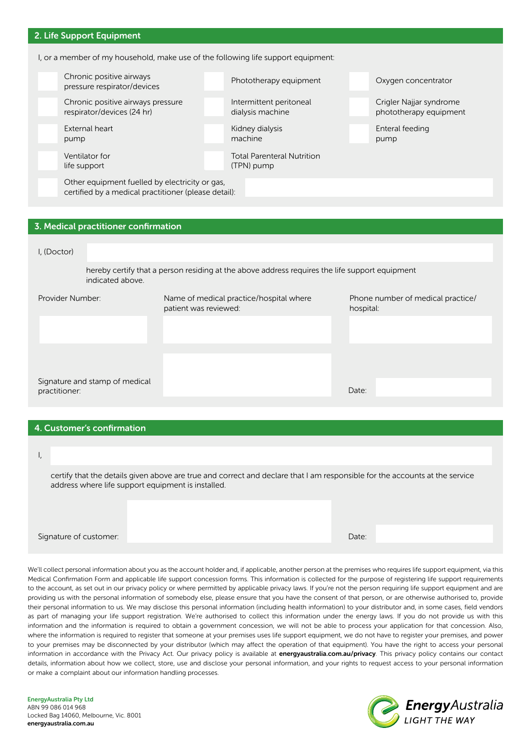## 2. Life Support Equipment

I, or a member of my household, make use of the following life support equipment:

- ☐ Chronic positive airways pressure respirator/devices
- ☐ Chronic positive airways pressure respirator/devices (24 hr)
- ☐ External heart pump
- ☐ Ventilator for life support
- ☐ Phototherapy equipment
- ☐ Intermittent peritoneal dialysis machine
- ☐ Kidney dialysis machine
- ☐ Total Parenteral Nutrition (TPN) pump
- ☐ Oxygen concentrator
- ☐ Crigler Najjar syndrome phototherapy equipment
- ☐ Enteral feeding pump
- ☐ Other equipment fuelled by electricity or gas, certified by a medical practitioner (please detail):

## 3. Medical practitioner confirmation

I, (Doctor)

hereby certify that a person residing at the above address requires the life support equipment indicated above.

| Provider Number: | Name of medical practice/hospital where patient was reviewed: | Phone number of medical practice/ hospital: |
|---|---|---|
| | | |

Signature and stamp of medical practitioner:

Date:

## 4. Customer's confirmation

I,

certify that the details given above are true and correct and declare that I am responsible for the accounts at the service address where life support equipment is installed.

Signature of customer:

Date:

We'll collect personal information about you as the account holder and, if applicable, another person at the premises who requires life support equipment, via this Medical Confirmation Form and applicable life support concession forms. This information is collected for the purpose of registering life support requirements to the account, as set out in our privacy policy or where permitted by applicable privacy laws. If you're not the person requiring life support equipment and are providing us with the personal information of somebody else, please ensure that you have the consent of that person, or are otherwise authorised to, provide their personal information to us. We may disclose this personal information (including health information) to your distributor and, in some cases, field vendors as part of managing your life support registration. We're authorised to collect this information under the energy laws. If you do not provide us with this information and the information is required to obtain a government concession, we will not be able to process your application for that concession. Also, where the information is required to register that someone at your premises uses life support equipment, we do not have to register your premises, and power to your premises may be disconnected by your distributor (which may affect the operation of that equipment). You have the right to access your personal information in accordance with the Privacy Act. Our privacy policy is available at **energyaustralia.com.au/privacy**. This privacy policy contains our contact details, information about how we collect, store, use and disclose your personal information, and your rights to request access to your personal information or make a complaint about our information handling processes.

**EnergyAustralia Pty Ltd**
ABN 99 086 014 968
Locked Bag 14060, Melbourne, Vic. 8001
**energyaustralia.com.au**

EnergyAustralia
LIGHT THE WAY